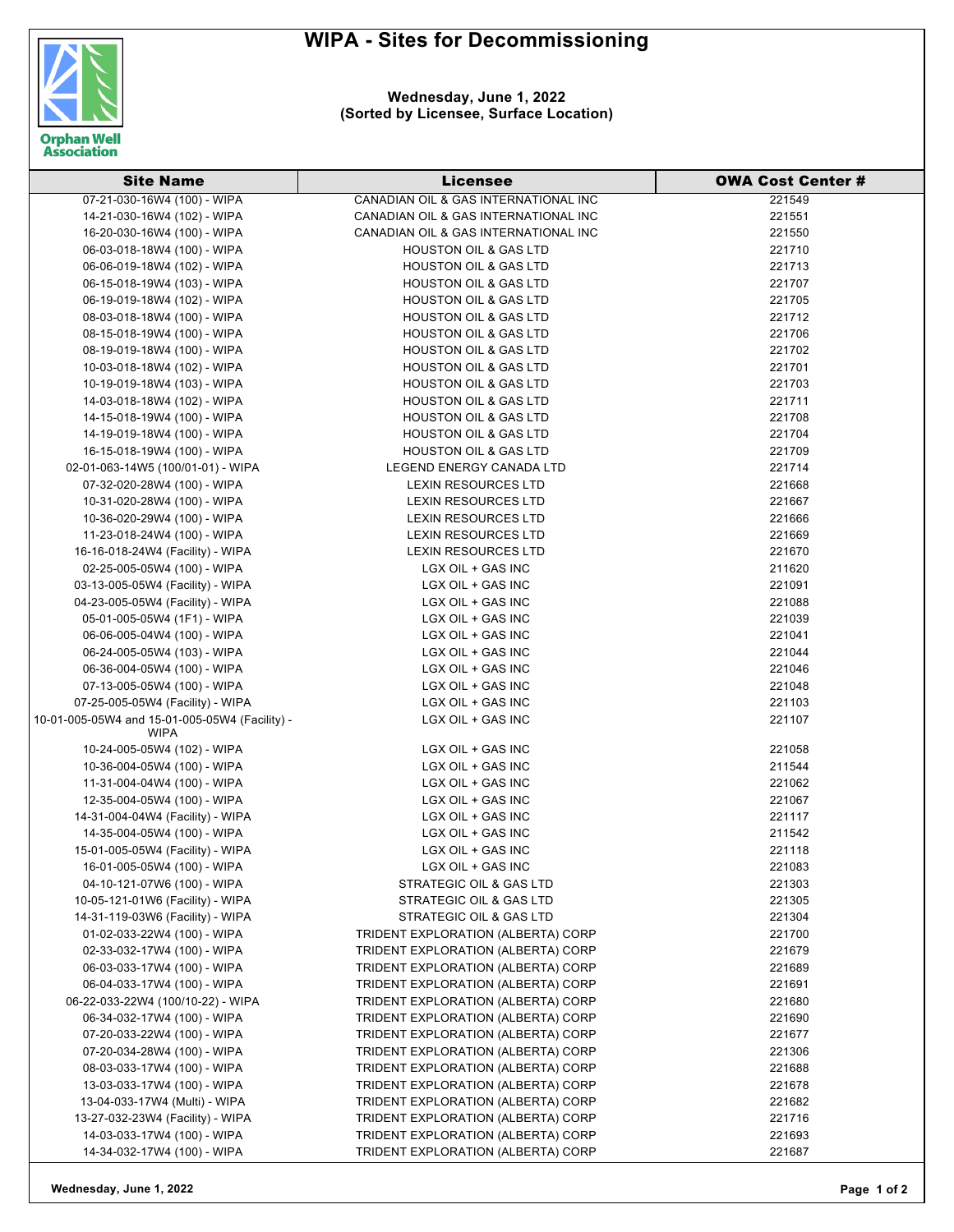# WIPA - Sites for Decommissioning

**Wednesday, June 1, 2022**
**(Sorted by Licensee, Surface Location)**

| Site Name | Licensee | OWA Cost Center # |
|---|---|---|
| 07-21-030-16W4 (100) - WIPA | CANADIAN OIL & GAS INTERNATIONAL INC | 221549 |
| 14-21-030-16W4 (102) - WIPA | CANADIAN OIL & GAS INTERNATIONAL INC | 221551 |
| 16-20-030-16W4 (100) - WIPA | CANADIAN OIL & GAS INTERNATIONAL INC | 221550 |
| 06-03-018-18W4 (100) - WIPA | HOUSTON OIL & GAS LTD | 221710 |
| 06-06-019-18W4 (102) - WIPA | HOUSTON OIL & GAS LTD | 221713 |
| 06-15-018-19W4 (103) - WIPA | HOUSTON OIL & GAS LTD | 221707 |
| 06-19-019-18W4 (102) - WIPA | HOUSTON OIL & GAS LTD | 221705 |
| 08-03-018-18W4 (100) - WIPA | HOUSTON OIL & GAS LTD | 221712 |
| 08-15-018-19W4 (100) - WIPA | HOUSTON OIL & GAS LTD | 221706 |
| 08-19-019-18W4 (100) - WIPA | HOUSTON OIL & GAS LTD | 221702 |
| 10-03-018-18W4 (102) - WIPA | HOUSTON OIL & GAS LTD | 221701 |
| 10-19-019-18W4 (103) - WIPA | HOUSTON OIL & GAS LTD | 221703 |
| 14-03-018-18W4 (102) - WIPA | HOUSTON OIL & GAS LTD | 221711 |
| 14-15-018-19W4 (100) - WIPA | HOUSTON OIL & GAS LTD | 221708 |
| 14-19-019-18W4 (100) - WIPA | HOUSTON OIL & GAS LTD | 221704 |
| 16-15-018-19W4 (100) - WIPA | HOUSTON OIL & GAS LTD | 221709 |
| 02-01-063-14W5 (100/01-01) - WIPA | LEGEND ENERGY CANADA LTD | 221714 |
| 07-32-020-28W4 (100) - WIPA | LEXIN RESOURCES LTD | 221668 |
| 10-31-020-28W4 (100) - WIPA | LEXIN RESOURCES LTD | 221667 |
| 10-36-020-29W4 (100) - WIPA | LEXIN RESOURCES LTD | 221666 |
| 11-23-018-24W4 (100) - WIPA | LEXIN RESOURCES LTD | 221669 |
| 16-16-018-24W4 (Facility) - WIPA | LEXIN RESOURCES LTD | 221670 |
| 02-25-005-05W4 (100) - WIPA | LGX OIL + GAS INC | 211620 |
| 03-13-005-05W4 (Facility) - WIPA | LGX OIL + GAS INC | 221091 |
| 04-23-005-05W4 (Facility) - WIPA | LGX OIL + GAS INC | 221088 |
| 05-01-005-05W4 (1F1) - WIPA | LGX OIL + GAS INC | 221039 |
| 06-06-005-04W4 (100) - WIPA | LGX OIL + GAS INC | 221041 |
| 06-24-005-05W4 (103) - WIPA | LGX OIL + GAS INC | 221044 |
| 06-36-004-05W4 (100) - WIPA | LGX OIL + GAS INC | 221046 |
| 07-13-005-05W4 (100) - WIPA | LGX OIL + GAS INC | 221048 |
| 07-25-005-05W4 (Facility) - WIPA | LGX OIL + GAS INC | 221103 |
| 10-01-005-05W4 and 15-01-005-05W4 (Facility) - WIPA | LGX OIL + GAS INC | 221107 |
| 10-24-005-05W4 (102) - WIPA | LGX OIL + GAS INC | 221058 |
| 10-36-004-05W4 (100) - WIPA | LGX OIL + GAS INC | 211544 |
| 11-31-004-04W4 (100) - WIPA | LGX OIL + GAS INC | 221062 |
| 12-35-004-05W4 (100) - WIPA | LGX OIL + GAS INC | 221067 |
| 14-31-004-04W4 (Facility) - WIPA | LGX OIL + GAS INC | 221117 |
| 14-35-004-05W4 (100) - WIPA | LGX OIL + GAS INC | 211542 |
| 15-01-005-05W4 (Facility) - WIPA | LGX OIL + GAS INC | 221118 |
| 16-01-005-05W4 (100) - WIPA | LGX OIL + GAS INC | 221083 |
| 04-10-121-07W6 (100) - WIPA | STRATEGIC OIL & GAS LTD | 221303 |
| 10-05-121-01W6 (Facility) - WIPA | STRATEGIC OIL & GAS LTD | 221305 |
| 14-31-119-03W6 (Facility) - WIPA | STRATEGIC OIL & GAS LTD | 221304 |
| 01-02-033-22W4 (100) - WIPA | TRIDENT EXPLORATION (ALBERTA) CORP | 221700 |
| 02-33-032-17W4 (100) - WIPA | TRIDENT EXPLORATION (ALBERTA) CORP | 221679 |
| 06-03-033-17W4 (100) - WIPA | TRIDENT EXPLORATION (ALBERTA) CORP | 221689 |
| 06-04-033-17W4 (100) - WIPA | TRIDENT EXPLORATION (ALBERTA) CORP | 221691 |
| 06-22-033-22W4 (100/10-22) - WIPA | TRIDENT EXPLORATION (ALBERTA) CORP | 221680 |
| 06-34-032-17W4 (100) - WIPA | TRIDENT EXPLORATION (ALBERTA) CORP | 221690 |
| 07-20-033-22W4 (100) - WIPA | TRIDENT EXPLORATION (ALBERTA) CORP | 221677 |
| 07-20-034-28W4 (100) - WIPA | TRIDENT EXPLORATION (ALBERTA) CORP | 221306 |
| 08-03-033-17W4 (100) - WIPA | TRIDENT EXPLORATION (ALBERTA) CORP | 221688 |
| 13-03-033-17W4 (100) - WIPA | TRIDENT EXPLORATION (ALBERTA) CORP | 221678 |
| 13-04-033-17W4 (Multi) - WIPA | TRIDENT EXPLORATION (ALBERTA) CORP | 221682 |
| 13-27-032-23W4 (Facility) - WIPA | TRIDENT EXPLORATION (ALBERTA) CORP | 221716 |
| 14-03-033-17W4 (100) - WIPA | TRIDENT EXPLORATION (ALBERTA) CORP | 221693 |
| 14-34-032-17W4 (100) - WIPA | TRIDENT EXPLORATION (ALBERTA) CORP | 221687 |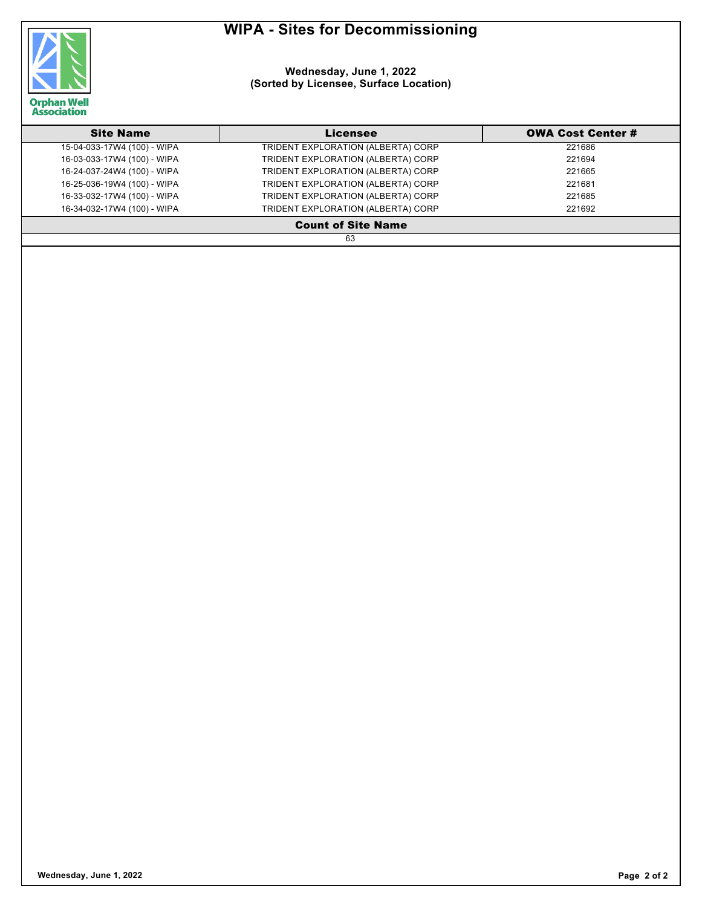# WIPA - Sites for Decommissioning

**Wednesday, June 1, 2022**
**(Sorted by Licensee, Surface Location)**

| Site Name | Licensee | OWA Cost Center # |
|---|---|---|
| 15-04-033-17W4 (100) - WIPA | TRIDENT EXPLORATION (ALBERTA) CORP | 221686 |
| 16-03-033-17W4 (100) - WIPA | TRIDENT EXPLORATION (ALBERTA) CORP | 221694 |
| 16-24-037-24W4 (100) - WIPA | TRIDENT EXPLORATION (ALBERTA) CORP | 221665 |
| 16-25-036-19W4 (100) - WIPA | TRIDENT EXPLORATION (ALBERTA) CORP | 221681 |
| 16-33-032-17W4 (100) - WIPA | TRIDENT EXPLORATION (ALBERTA) CORP | 221685 |
| 16-34-032-17W4 (100) - WIPA | TRIDENT EXPLORATION (ALBERTA) CORP | 221692 |

| Count of Site Name |
|---|
| 63 |